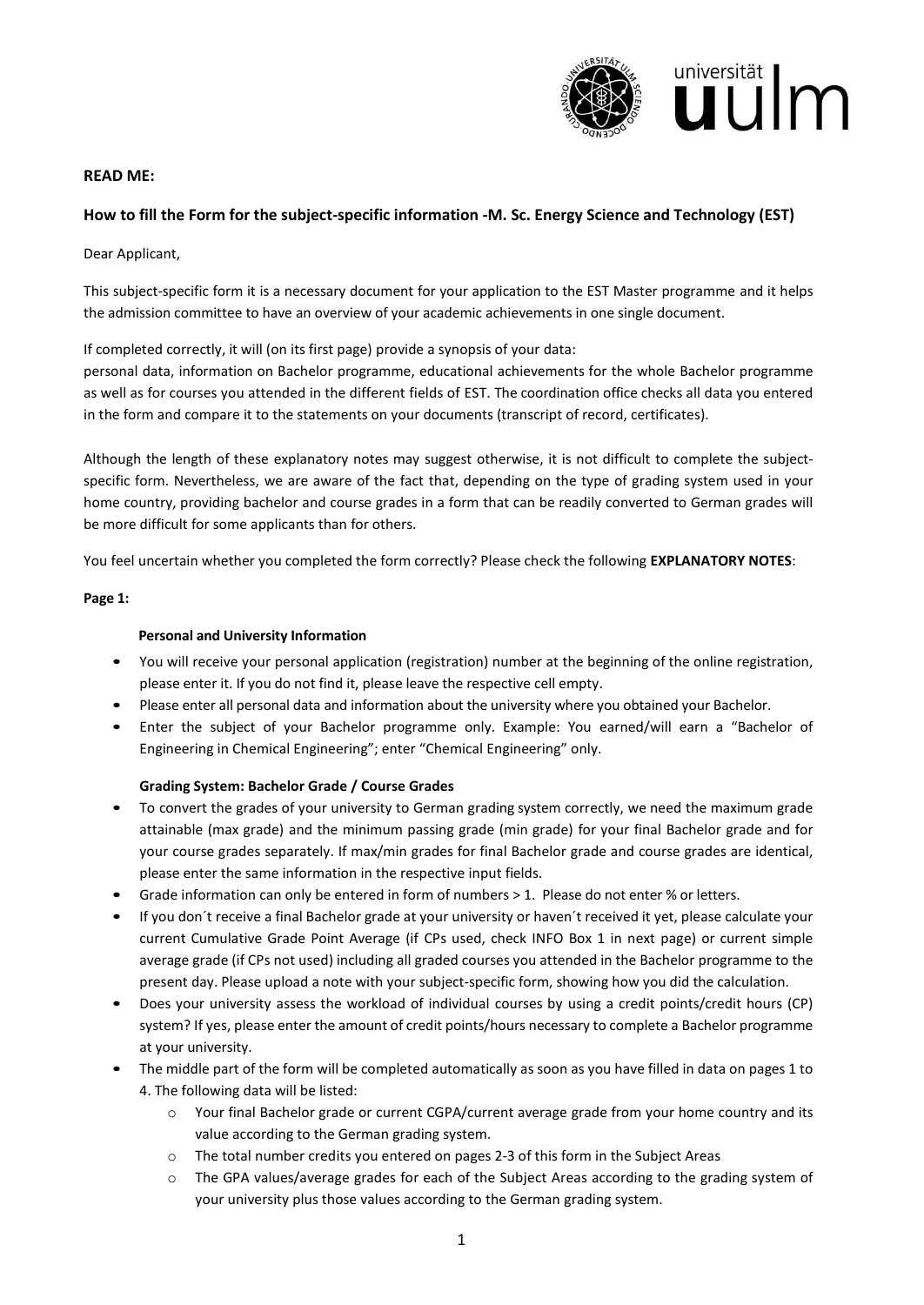**READ ME:**

**How to fill the Form for the subject-specific information -M. Sc. Energy Science and Technology (EST)**

Dear Applicant,

This subject-specific form it is a necessary document for your application to the EST Master programme and it helps the admission committee to have an overview of your academic achievements in one single document.

If completed correctly, it will (on its first page) provide a synopsis of your data:
personal data, information on Bachelor programme, educational achievements for the whole Bachelor programme as well as for courses you attended in the different fields of EST. The coordination office checks all data you entered in the form and compare it to the statements on your documents (transcript of record, certificates).

Although the length of these explanatory notes may suggest otherwise, it is not difficult to complete the subject-specific form. Nevertheless, we are aware of the fact that, depending on the type of grading system used in your home country, providing bachelor and course grades in a form that can be readily converted to German grades will be more difficult for some applicants than for others.

You feel uncertain whether you completed the form correctly? Please check the following **EXPLANATORY NOTES**:

**Page 1:**

**Personal and University Information**

- You will receive your personal application (registration) number at the beginning of the online registration, please enter it. If you do not find it, please leave the respective cell empty.
- Please enter all personal data and information about the university where you obtained your Bachelor.
- Enter the subject of your Bachelor programme only. Example: You earned/will earn a "Bachelor of Engineering in Chemical Engineering"; enter "Chemical Engineering" only.

**Grading System: Bachelor Grade / Course Grades**

- To convert the grades of your university to German grading system correctly, we need the maximum grade attainable (max grade) and the minimum passing grade (min grade) for your final Bachelor grade and for your course grades separately. If max/min grades for final Bachelor grade and course grades are identical, please enter the same information in the respective input fields.
- Grade information can only be entered in form of numbers > 1. Please do not enter % or letters.
- If you don´t receive a final Bachelor grade at your university or haven´t received it yet, please calculate your current Cumulative Grade Point Average (if CPs used, check INFO Box 1 in next page) or current simple average grade (if CPs not used) including all graded courses you attended in the Bachelor programme to the present day. Please upload a note with your subject-specific form, showing how you did the calculation.
- Does your university assess the workload of individual courses by using a credit points/credit hours (CP) system? If yes, please enter the amount of credit points/hours necessary to complete a Bachelor programme at your university.
- The middle part of the form will be completed automatically as soon as you have filled in data on pages 1 to 4. The following data will be listed:
  - Your final Bachelor grade or current CGPA/current average grade from your home country and its value according to the German grading system.
  - The total number credits you entered on pages 2-3 of this form in the Subject Areas
  - The GPA values/average grades for each of the Subject Areas according to the grading system of your university plus those values according to the German grading system.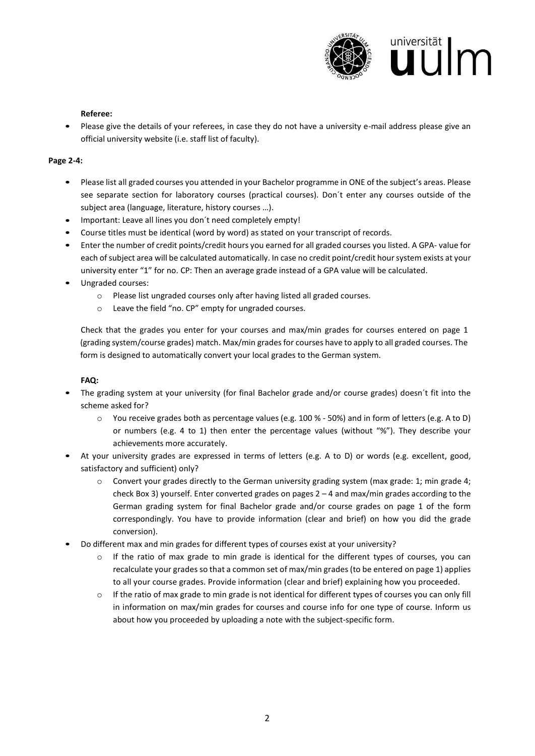**Referee:**

- Please give the details of your referees, in case they do not have a university e-mail address please give an official university website (i.e. staff list of faculty).

**Page 2-4:**

- Please list all graded courses you attended in your Bachelor programme in ONE of the subject's areas. Please see separate section for laboratory courses (practical courses). Don´t enter any courses outside of the subject area (language, literature, history courses …).
- Important: Leave all lines you don´t need completely empty!
- Course titles must be identical (word by word) as stated on your transcript of records.
- Enter the number of credit points/credit hours you earned for all graded courses you listed. A GPA- value for each of subject area will be calculated automatically. In case no credit point/credit hour system exists at your university enter "1" for no. CP: Then an average grade instead of a GPA value will be calculated.
- Ungraded courses:
  - Please list ungraded courses only after having listed all graded courses.
  - Leave the field "no. CP" empty for ungraded courses.

Check that the grades you enter for your courses and max/min grades for courses entered on page 1 (grading system/course grades) match. Max/min grades for courses have to apply to all graded courses. The form is designed to automatically convert your local grades to the German system.

**FAQ:**

- The grading system at your university (for final Bachelor grade and/or course grades) doesn´t fit into the scheme asked for?
  - You receive grades both as percentage values (e.g. 100 % - 50%) and in form of letters (e.g. A to D) or numbers (e.g. 4 to 1) then enter the percentage values (without "%"). They describe your achievements more accurately.
- At your university grades are expressed in terms of letters (e.g. A to D) or words (e.g. excellent, good, satisfactory and sufficient) only?
  - Convert your grades directly to the German university grading system (max grade: 1; min grade 4; check Box 3) yourself. Enter converted grades on pages 2 – 4 and max/min grades according to the German grading system for final Bachelor grade and/or course grades on page 1 of the form correspondingly. You have to provide information (clear and brief) on how you did the grade conversion).
- Do different max and min grades for different types of courses exist at your university?
  - If the ratio of max grade to min grade is identical for the different types of courses, you can recalculate your grades so that a common set of max/min grades (to be entered on page 1) applies to all your course grades. Provide information (clear and brief) explaining how you proceeded.
  - If the ratio of max grade to min grade is not identical for different types of courses you can only fill in information on max/min grades for courses and course info for one type of course. Inform us about how you proceeded by uploading a note with the subject-specific form.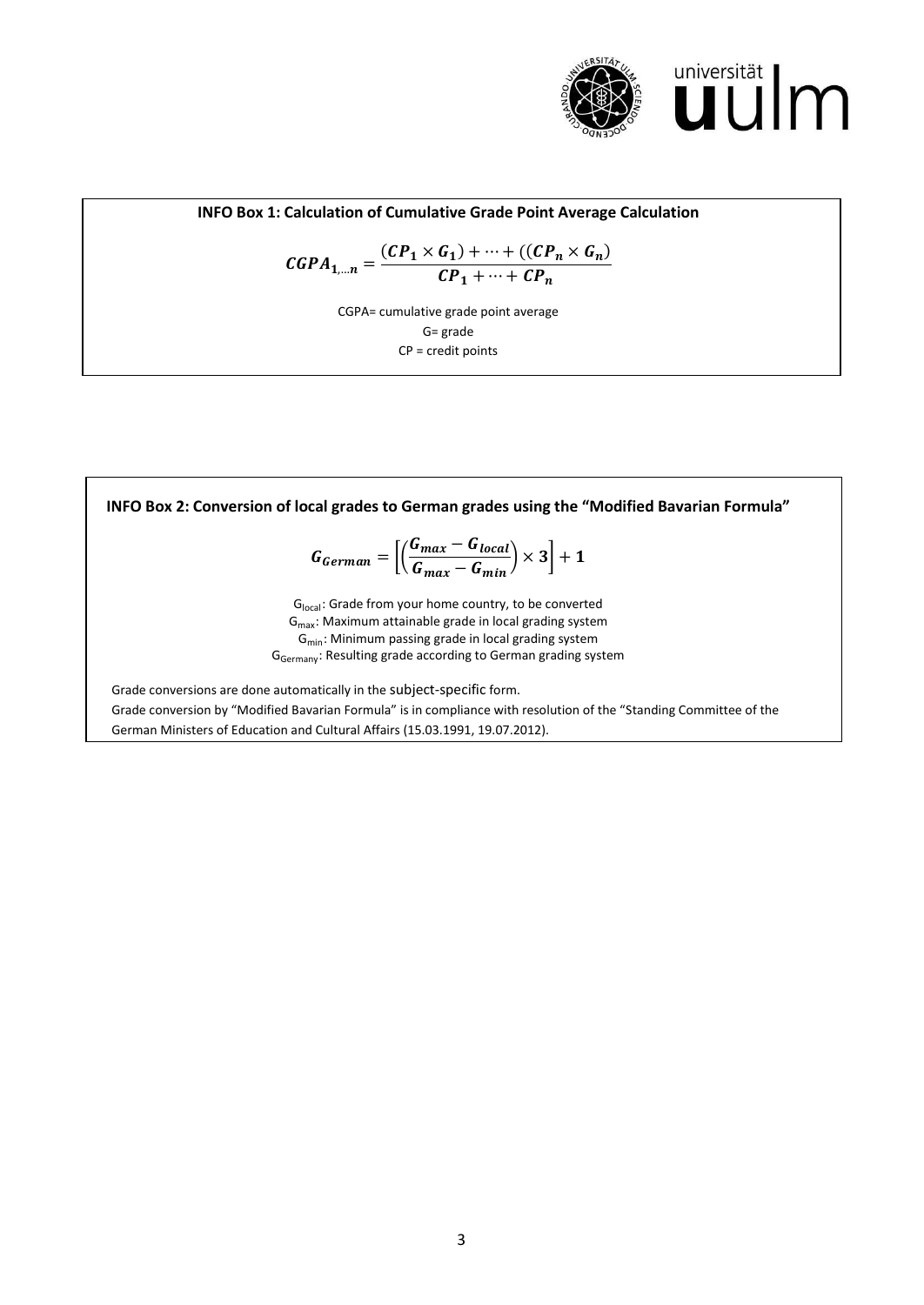**INFO Box 1: Calculation of Cumulative Grade Point Average Calculation**

$$CGPA_{1,\ldots n} = \frac{(CP_1 \times G_1) + \cdots + ((CP_n \times G_n)}{CP_1 + \cdots + CP_n}$$

CGPA= cumulative grade point average

G= grade

CP = credit points

**INFO Box 2: Conversion of local grades to German grades using the "Modified Bavarian Formula"**

$$G_{German} = \left[\left(\frac{G_{max} - G_{local}}{G_{max} - G_{min}}\right) \times 3\right] + 1$$

$G_{local}$: Grade from your home country, to be converted

$G_{max}$: Maximum attainable grade in local grading system

$G_{min}$: Minimum passing grade in local grading system

$G_{Germany}$: Resulting grade according to German grading system

Grade conversions are done automatically in the subject-specific form.

Grade conversion by "Modified Bavarian Formula" is in compliance with resolution of the "Standing Committee of the German Ministers of Education and Cultural Affairs (15.03.1991, 19.07.2012).